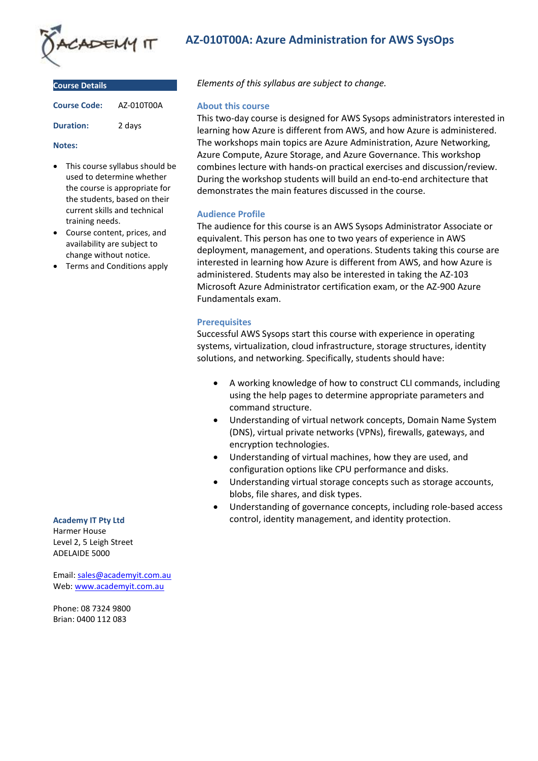# AZ-010T00A: Azure Administration for AWS SysOps

## Course Details

**Course Code:** AZ-010T00A

**Duration:** 2 days

**Notes:**

- This course syllabus should be used to determine whether the course is appropriate for the students, based on their current skills and technical training needs.
- Course content, prices, and availability are subject to change without notice.
- Terms and Conditions apply

*Elements of this syllabus are subject to change.*

### About this course

This two-day course is designed for AWS Sysops administrators interested in learning how Azure is different from AWS, and how Azure is administered. The workshops main topics are Azure Administration, Azure Networking, Azure Compute, Azure Storage, and Azure Governance. This workshop combines lecture with hands-on practical exercises and discussion/review. During the workshop students will build an end-to-end architecture that demonstrates the main features discussed in the course.

### Audience Profile

The audience for this course is an AWS Sysops Administrator Associate or equivalent. This person has one to two years of experience in AWS deployment, management, and operations. Students taking this course are interested in learning how Azure is different from AWS, and how Azure is administered. Students may also be interested in taking the AZ-103 Microsoft Azure Administrator certification exam, or the AZ-900 Azure Fundamentals exam.

### Prerequisites

Successful AWS Sysops start this course with experience in operating systems, virtualization, cloud infrastructure, storage structures, identity solutions, and networking. Specifically, students should have:

- A working knowledge of how to construct CLI commands, including using the help pages to determine appropriate parameters and command structure.
- Understanding of virtual network concepts, Domain Name System (DNS), virtual private networks (VPNs), firewalls, gateways, and encryption technologies.
- Understanding of virtual machines, how they are used, and configuration options like CPU performance and disks.
- Understanding virtual storage concepts such as storage accounts, blobs, file shares, and disk types.
- Understanding of governance concepts, including role-based access control, identity management, and identity protection.

**Academy IT Pty Ltd**
Harmer House
Level 2, 5 Leigh Street
ADELAIDE 5000

Email: sales@academyit.com.au
Web: www.academyit.com.au

Phone: 08 7324 9800
Brian: 0400 112 083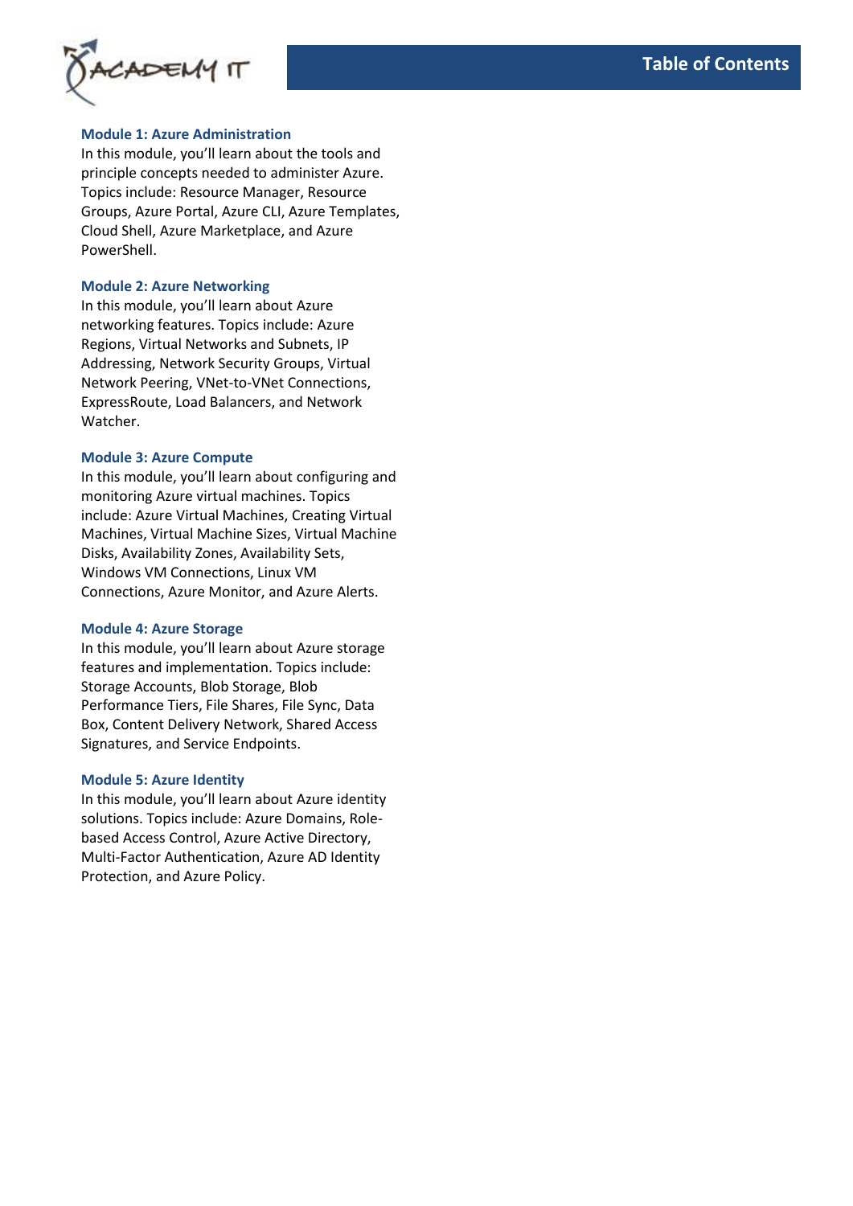# Table of Contents

### Module 1: Azure Administration

In this module, you'll learn about the tools and principle concepts needed to administer Azure. Topics include: Resource Manager, Resource Groups, Azure Portal, Azure CLI, Azure Templates, Cloud Shell, Azure Marketplace, and Azure PowerShell.

### Module 2: Azure Networking

In this module, you'll learn about Azure networking features. Topics include: Azure Regions, Virtual Networks and Subnets, IP Addressing, Network Security Groups, Virtual Network Peering, VNet-to-VNet Connections, ExpressRoute, Load Balancers, and Network Watcher.

### Module 3: Azure Compute

In this module, you'll learn about configuring and monitoring Azure virtual machines. Topics include: Azure Virtual Machines, Creating Virtual Machines, Virtual Machine Sizes, Virtual Machine Disks, Availability Zones, Availability Sets, Windows VM Connections, Linux VM Connections, Azure Monitor, and Azure Alerts.

### Module 4: Azure Storage

In this module, you'll learn about Azure storage features and implementation. Topics include: Storage Accounts, Blob Storage, Blob Performance Tiers, File Shares, File Sync, Data Box, Content Delivery Network, Shared Access Signatures, and Service Endpoints.

### Module 5: Azure Identity

In this module, you'll learn about Azure identity solutions. Topics include: Azure Domains, Role-based Access Control, Azure Active Directory, Multi-Factor Authentication, Azure AD Identity Protection, and Azure Policy.